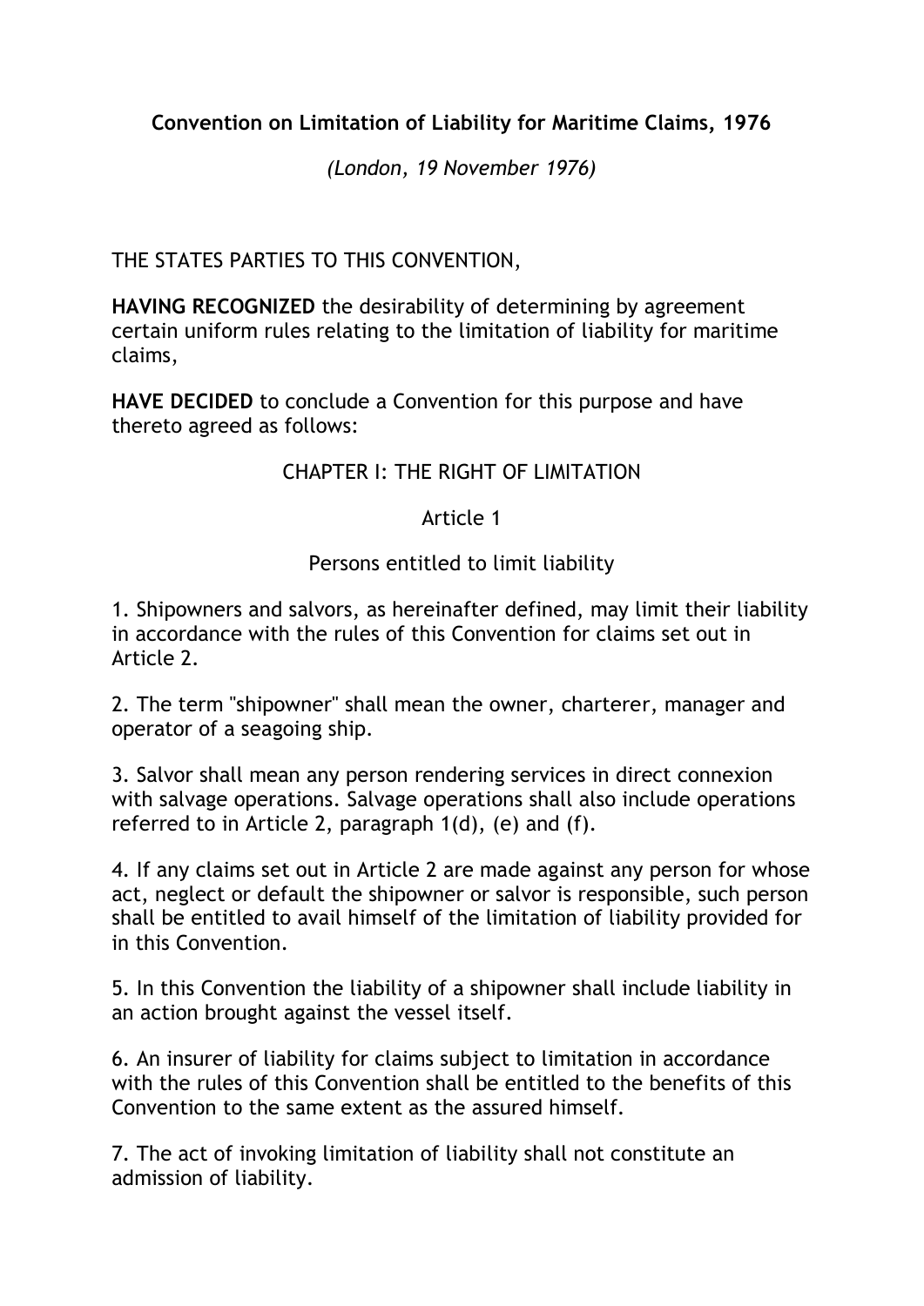# Convention on Limitation of Liability for Maritime Claims, 1976

*(London, 19 November 1976)*

THE STATES PARTIES TO THIS CONVENTION,

**HAVING RECOGNIZED** the desirability of determining by agreement certain uniform rules relating to the limitation of liability for maritime claims,

**HAVE DECIDED** to conclude a Convention for this purpose and have thereto agreed as follows:

## CHAPTER I: THE RIGHT OF LIMITATION

### Article 1

### Persons entitled to limit liability

1. Shipowners and salvors, as hereinafter defined, may limit their liability in accordance with the rules of this Convention for claims set out in Article 2.

2. The term "shipowner" shall mean the owner, charterer, manager and operator of a seagoing ship.

3. Salvor shall mean any person rendering services in direct connexion with salvage operations. Salvage operations shall also include operations referred to in Article 2, paragraph 1(d), (e) and (f).

4. If any claims set out in Article 2 are made against any person for whose act, neglect or default the shipowner or salvor is responsible, such person shall be entitled to avail himself of the limitation of liability provided for in this Convention.

5. In this Convention the liability of a shipowner shall include liability in an action brought against the vessel itself.

6. An insurer of liability for claims subject to limitation in accordance with the rules of this Convention shall be entitled to the benefits of this Convention to the same extent as the assured himself.

7. The act of invoking limitation of liability shall not constitute an admission of liability.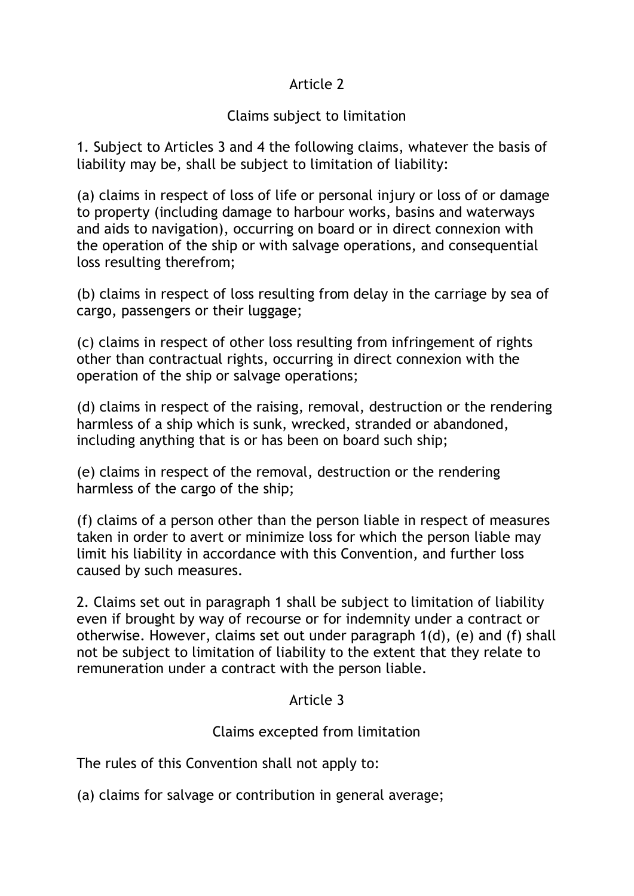## Article 2

### Claims subject to limitation

1. Subject to Articles 3 and 4 the following claims, whatever the basis of liability may be, shall be subject to limitation of liability:

(a) claims in respect of loss of life or personal injury or loss of or damage to property (including damage to harbour works, basins and waterways and aids to navigation), occurring on board or in direct connexion with the operation of the ship or with salvage operations, and consequential loss resulting therefrom;

(b) claims in respect of loss resulting from delay in the carriage by sea of cargo, passengers or their luggage;

(c) claims in respect of other loss resulting from infringement of rights other than contractual rights, occurring in direct connexion with the operation of the ship or salvage operations;

(d) claims in respect of the raising, removal, destruction or the rendering harmless of a ship which is sunk, wrecked, stranded or abandoned, including anything that is or has been on board such ship;

(e) claims in respect of the removal, destruction or the rendering harmless of the cargo of the ship;

(f) claims of a person other than the person liable in respect of measures taken in order to avert or minimize loss for which the person liable may limit his liability in accordance with this Convention, and further loss caused by such measures.

2. Claims set out in paragraph 1 shall be subject to limitation of liability even if brought by way of recourse or for indemnity under a contract or otherwise. However, claims set out under paragraph 1(d), (e) and (f) shall not be subject to limitation of liability to the extent that they relate to remuneration under a contract with the person liable.

## Article 3

### Claims excepted from limitation

The rules of this Convention shall not apply to:

(a) claims for salvage or contribution in general average;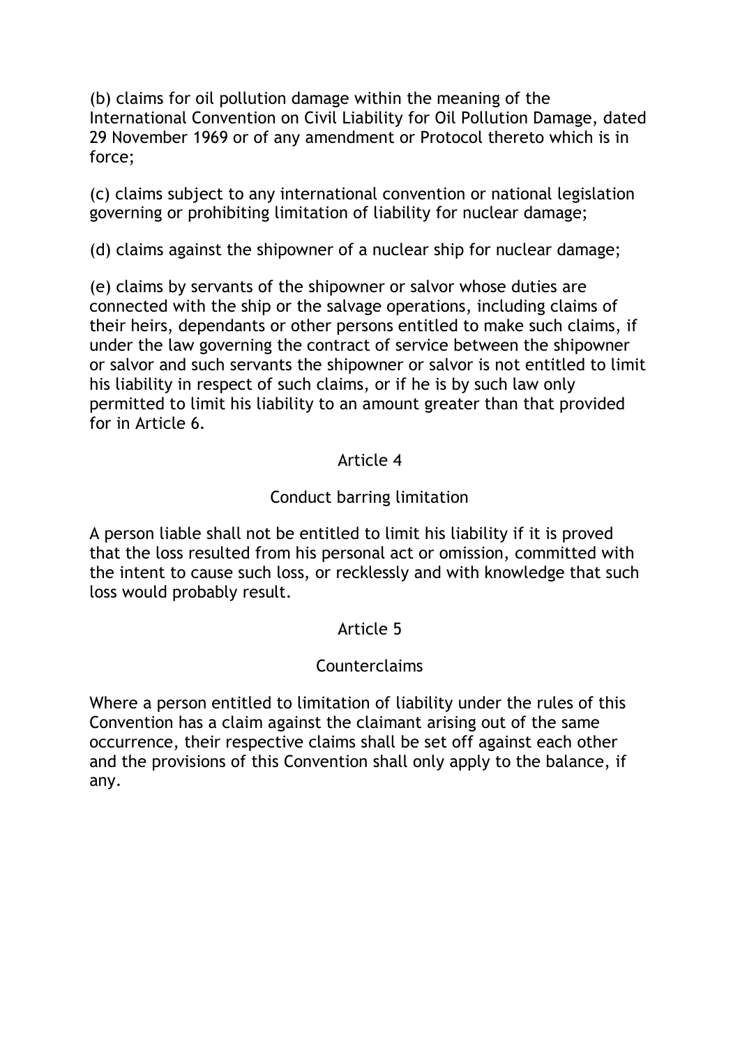(b) claims for oil pollution damage within the meaning of the International Convention on Civil Liability for Oil Pollution Damage, dated 29 November 1969 or of any amendment or Protocol thereto which is in force;

(c) claims subject to any international convention or national legislation governing or prohibiting limitation of liability for nuclear damage;

(d) claims against the shipowner of a nuclear ship for nuclear damage;

(e) claims by servants of the shipowner or salvor whose duties are connected with the ship or the salvage operations, including claims of their heirs, dependants or other persons entitled to make such claims, if under the law governing the contract of service between the shipowner or salvor and such servants the shipowner or salvor is not entitled to limit his liability in respect of such claims, or if he is by such law only permitted to limit his liability to an amount greater than that provided for in Article 6.

## Article 4

### Conduct barring limitation

A person liable shall not be entitled to limit his liability if it is proved that the loss resulted from his personal act or omission, committed with the intent to cause such loss, or recklessly and with knowledge that such loss would probably result.

## Article 5

### Counterclaims

Where a person entitled to limitation of liability under the rules of this Convention has a claim against the claimant arising out of the same occurrence, their respective claims shall be set off against each other and the provisions of this Convention shall only apply to the balance, if any.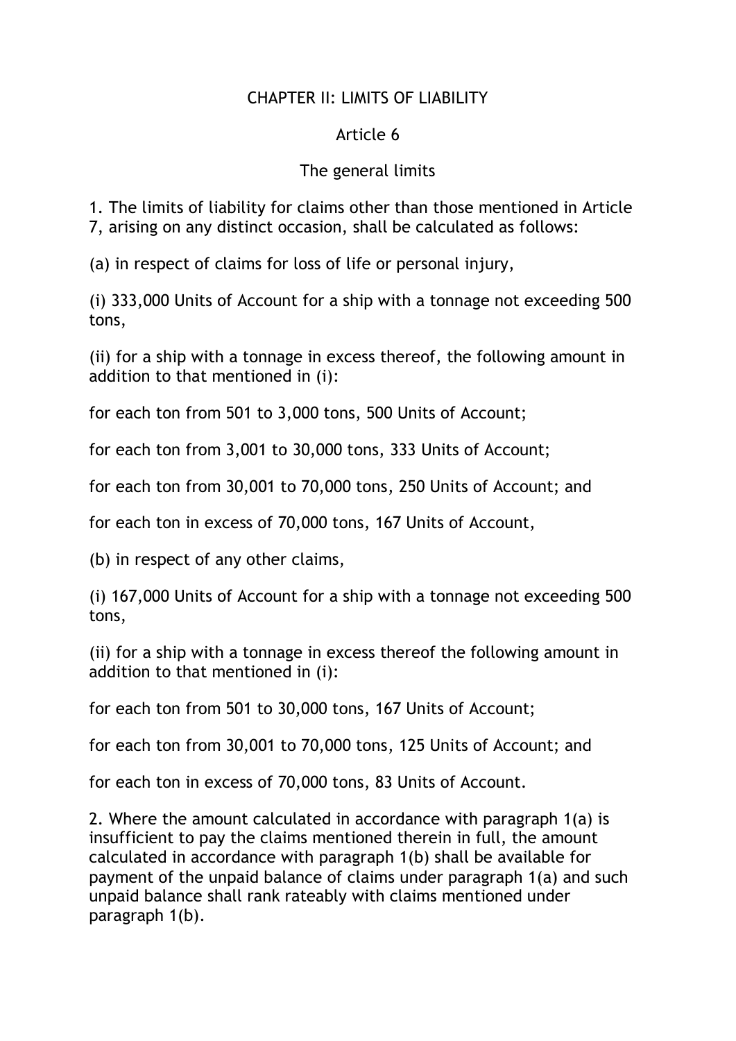## CHAPTER II: LIMITS OF LIABILITY

### Article 6

### The general limits

1. The limits of liability for claims other than those mentioned in Article 7, arising on any distinct occasion, shall be calculated as follows:

(a) in respect of claims for loss of life or personal injury,

(i) 333,000 Units of Account for a ship with a tonnage not exceeding 500 tons,

(ii) for a ship with a tonnage in excess thereof, the following amount in addition to that mentioned in (i):

for each ton from 501 to 3,000 tons, 500 Units of Account;

for each ton from 3,001 to 30,000 tons, 333 Units of Account;

for each ton from 30,001 to 70,000 tons, 250 Units of Account; and

for each ton in excess of 70,000 tons, 167 Units of Account,

(b) in respect of any other claims,

(i) 167,000 Units of Account for a ship with a tonnage not exceeding 500 tons,

(ii) for a ship with a tonnage in excess thereof the following amount in addition to that mentioned in (i):

for each ton from 501 to 30,000 tons, 167 Units of Account;

for each ton from 30,001 to 70,000 tons, 125 Units of Account; and

for each ton in excess of 70,000 tons, 83 Units of Account.

2. Where the amount calculated in accordance with paragraph 1(a) is insufficient to pay the claims mentioned therein in full, the amount calculated in accordance with paragraph 1(b) shall be available for payment of the unpaid balance of claims under paragraph 1(a) and such unpaid balance shall rank rateably with claims mentioned under paragraph 1(b).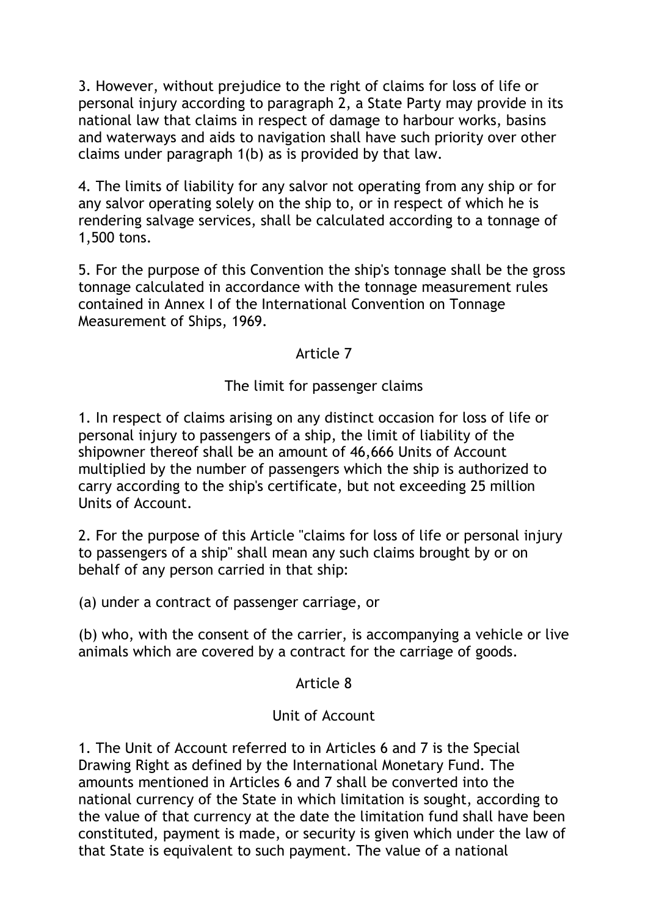3. However, without prejudice to the right of claims for loss of life or personal injury according to paragraph 2, a State Party may provide in its national law that claims in respect of damage to harbour works, basins and waterways and aids to navigation shall have such priority over other claims under paragraph 1(b) as is provided by that law.

4. The limits of liability for any salvor not operating from any ship or for any salvor operating solely on the ship to, or in respect of which he is rendering salvage services, shall be calculated according to a tonnage of 1,500 tons.

5. For the purpose of this Convention the ship's tonnage shall be the gross tonnage calculated in accordance with the tonnage measurement rules contained in Annex I of the International Convention on Tonnage Measurement of Ships, 1969.

## Article 7

### The limit for passenger claims

1. In respect of claims arising on any distinct occasion for loss of life or personal injury to passengers of a ship, the limit of liability of the shipowner thereof shall be an amount of 46,666 Units of Account multiplied by the number of passengers which the ship is authorized to carry according to the ship's certificate, but not exceeding 25 million Units of Account.

2. For the purpose of this Article "claims for loss of life or personal injury to passengers of a ship" shall mean any such claims brought by or on behalf of any person carried in that ship:

(a) under a contract of passenger carriage, or

(b) who, with the consent of the carrier, is accompanying a vehicle or live animals which are covered by a contract for the carriage of goods.

## Article 8

### Unit of Account

1. The Unit of Account referred to in Articles 6 and 7 is the Special Drawing Right as defined by the International Monetary Fund. The amounts mentioned in Articles 6 and 7 shall be converted into the national currency of the State in which limitation is sought, according to the value of that currency at the date the limitation fund shall have been constituted, payment is made, or security is given which under the law of that State is equivalent to such payment. The value of a national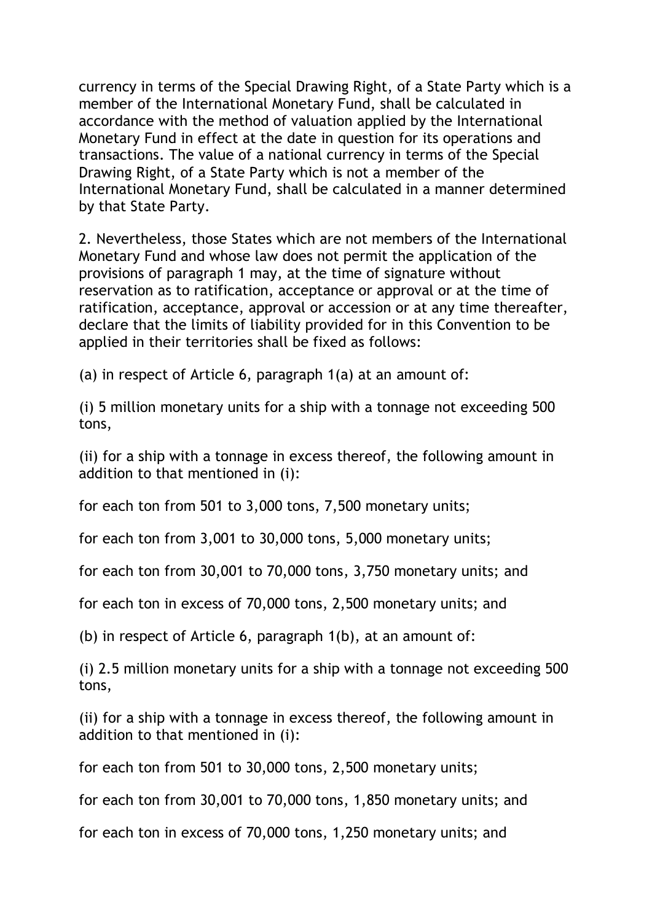currency in terms of the Special Drawing Right, of a State Party which is a member of the International Monetary Fund, shall be calculated in accordance with the method of valuation applied by the International Monetary Fund in effect at the date in question for its operations and transactions. The value of a national currency in terms of the Special Drawing Right, of a State Party which is not a member of the International Monetary Fund, shall be calculated in a manner determined by that State Party.

2. Nevertheless, those States which are not members of the International Monetary Fund and whose law does not permit the application of the provisions of paragraph 1 may, at the time of signature without reservation as to ratification, acceptance or approval or at the time of ratification, acceptance, approval or accession or at any time thereafter, declare that the limits of liability provided for in this Convention to be applied in their territories shall be fixed as follows:

(a) in respect of Article 6, paragraph 1(a) at an amount of:

(i) 5 million monetary units for a ship with a tonnage not exceeding 500 tons,

(ii) for a ship with a tonnage in excess thereof, the following amount in addition to that mentioned in (i):

for each ton from 501 to 3,000 tons, 7,500 monetary units;

for each ton from 3,001 to 30,000 tons, 5,000 monetary units;

for each ton from 30,001 to 70,000 tons, 3,750 monetary units; and

for each ton in excess of 70,000 tons, 2,500 monetary units; and

(b) in respect of Article 6, paragraph 1(b), at an amount of:

(i) 2.5 million monetary units for a ship with a tonnage not exceeding 500 tons,

(ii) for a ship with a tonnage in excess thereof, the following amount in addition to that mentioned in (i):

for each ton from 501 to 30,000 tons, 2,500 monetary units;

for each ton from 30,001 to 70,000 tons, 1,850 monetary units; and

for each ton in excess of 70,000 tons, 1,250 monetary units; and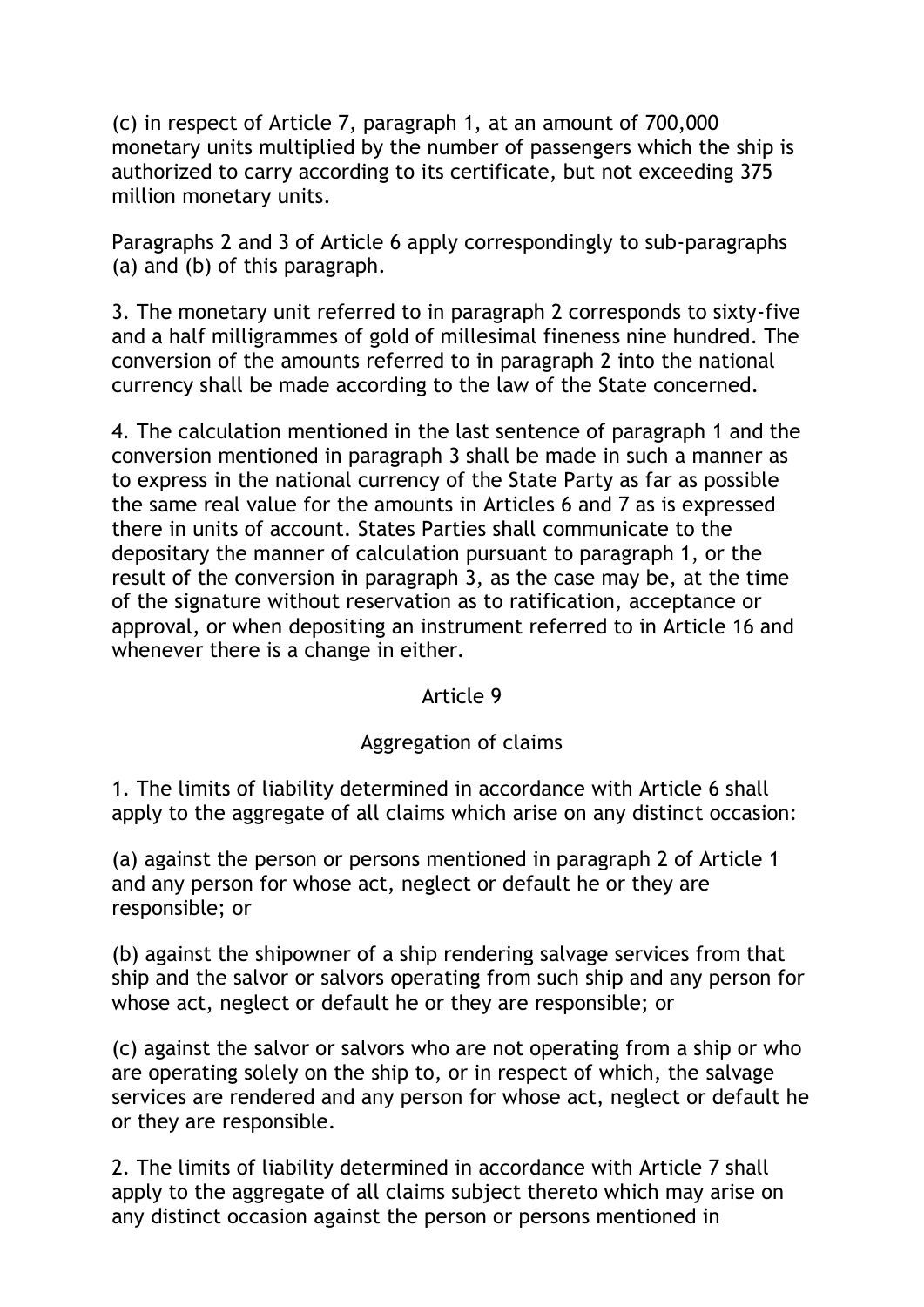(c) in respect of Article 7, paragraph 1, at an amount of 700,000 monetary units multiplied by the number of passengers which the ship is authorized to carry according to its certificate, but not exceeding 375 million monetary units.

Paragraphs 2 and 3 of Article 6 apply correspondingly to sub-paragraphs (a) and (b) of this paragraph.

3. The monetary unit referred to in paragraph 2 corresponds to sixty-five and a half milligrammes of gold of millesimal fineness nine hundred. The conversion of the amounts referred to in paragraph 2 into the national currency shall be made according to the law of the State concerned.

4. The calculation mentioned in the last sentence of paragraph 1 and the conversion mentioned in paragraph 3 shall be made in such a manner as to express in the national currency of the State Party as far as possible the same real value for the amounts in Articles 6 and 7 as is expressed there in units of account. States Parties shall communicate to the depositary the manner of calculation pursuant to paragraph 1, or the result of the conversion in paragraph 3, as the case may be, at the time of the signature without reservation as to ratification, acceptance or approval, or when depositing an instrument referred to in Article 16 and whenever there is a change in either.

## Article 9

### Aggregation of claims

1. The limits of liability determined in accordance with Article 6 shall apply to the aggregate of all claims which arise on any distinct occasion:

(a) against the person or persons mentioned in paragraph 2 of Article 1 and any person for whose act, neglect or default he or they are responsible; or

(b) against the shipowner of a ship rendering salvage services from that ship and the salvor or salvors operating from such ship and any person for whose act, neglect or default he or they are responsible; or

(c) against the salvor or salvors who are not operating from a ship or who are operating solely on the ship to, or in respect of which, the salvage services are rendered and any person for whose act, neglect or default he or they are responsible.

2. The limits of liability determined in accordance with Article 7 shall apply to the aggregate of all claims subject thereto which may arise on any distinct occasion against the person or persons mentioned in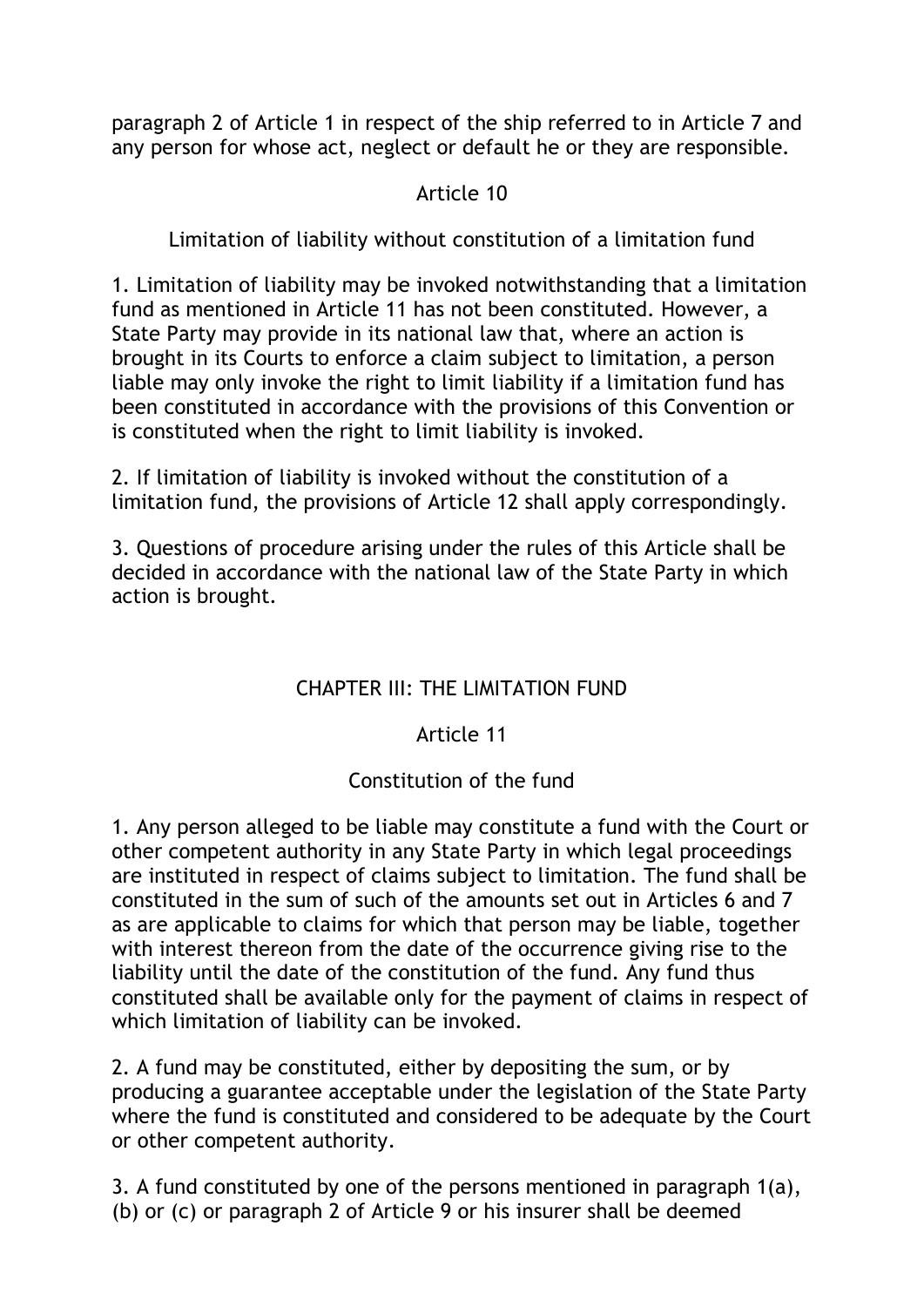paragraph 2 of Article 1 in respect of the ship referred to in Article 7 and any person for whose act, neglect or default he or they are responsible.

### Article 10

### Limitation of liability without constitution of a limitation fund

1. Limitation of liability may be invoked notwithstanding that a limitation fund as mentioned in Article 11 has not been constituted. However, a State Party may provide in its national law that, where an action is brought in its Courts to enforce a claim subject to limitation, a person liable may only invoke the right to limit liability if a limitation fund has been constituted in accordance with the provisions of this Convention or is constituted when the right to limit liability is invoked.

2. If limitation of liability is invoked without the constitution of a limitation fund, the provisions of Article 12 shall apply correspondingly.

3. Questions of procedure arising under the rules of this Article shall be decided in accordance with the national law of the State Party in which action is brought.

## CHAPTER III: THE LIMITATION FUND

### Article 11

### Constitution of the fund

1. Any person alleged to be liable may constitute a fund with the Court or other competent authority in any State Party in which legal proceedings are instituted in respect of claims subject to limitation. The fund shall be constituted in the sum of such of the amounts set out in Articles 6 and 7 as are applicable to claims for which that person may be liable, together with interest thereon from the date of the occurrence giving rise to the liability until the date of the constitution of the fund. Any fund thus constituted shall be available only for the payment of claims in respect of which limitation of liability can be invoked.

2. A fund may be constituted, either by depositing the sum, or by producing a guarantee acceptable under the legislation of the State Party where the fund is constituted and considered to be adequate by the Court or other competent authority.

3. A fund constituted by one of the persons mentioned in paragraph 1(a), (b) or (c) or paragraph 2 of Article 9 or his insurer shall be deemed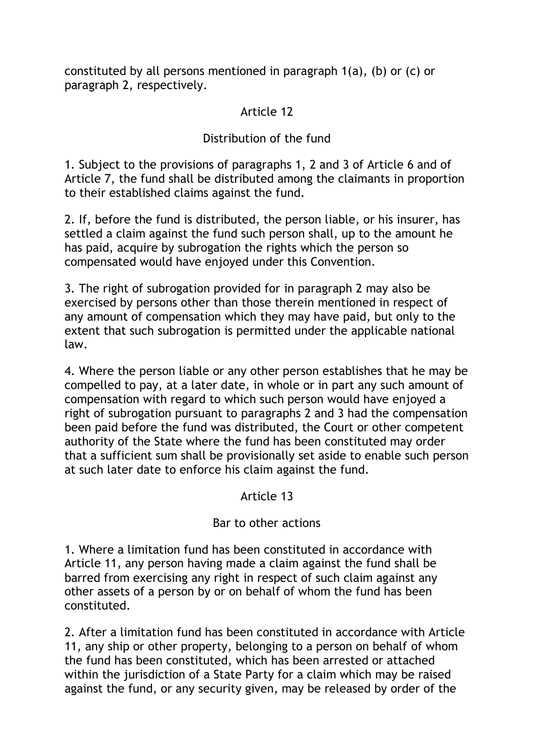constituted by all persons mentioned in paragraph 1(a), (b) or (c) or paragraph 2, respectively.

## Article 12

### Distribution of the fund

1. Subject to the provisions of paragraphs 1, 2 and 3 of Article 6 and of Article 7, the fund shall be distributed among the claimants in proportion to their established claims against the fund.

2. If, before the fund is distributed, the person liable, or his insurer, has settled a claim against the fund such person shall, up to the amount he has paid, acquire by subrogation the rights which the person so compensated would have enjoyed under this Convention.

3. The right of subrogation provided for in paragraph 2 may also be exercised by persons other than those therein mentioned in respect of any amount of compensation which they may have paid, but only to the extent that such subrogation is permitted under the applicable national law.

4. Where the person liable or any other person establishes that he may be compelled to pay, at a later date, in whole or in part any such amount of compensation with regard to which such person would have enjoyed a right of subrogation pursuant to paragraphs 2 and 3 had the compensation been paid before the fund was distributed, the Court or other competent authority of the State where the fund has been constituted may order that a sufficient sum shall be provisionally set aside to enable such person at such later date to enforce his claim against the fund.

## Article 13

### Bar to other actions

1. Where a limitation fund has been constituted in accordance with Article 11, any person having made a claim against the fund shall be barred from exercising any right in respect of such claim against any other assets of a person by or on behalf of whom the fund has been constituted.

2. After a limitation fund has been constituted in accordance with Article 11, any ship or other property, belonging to a person on behalf of whom the fund has been constituted, which has been arrested or attached within the jurisdiction of a State Party for a claim which may be raised against the fund, or any security given, may be released by order of the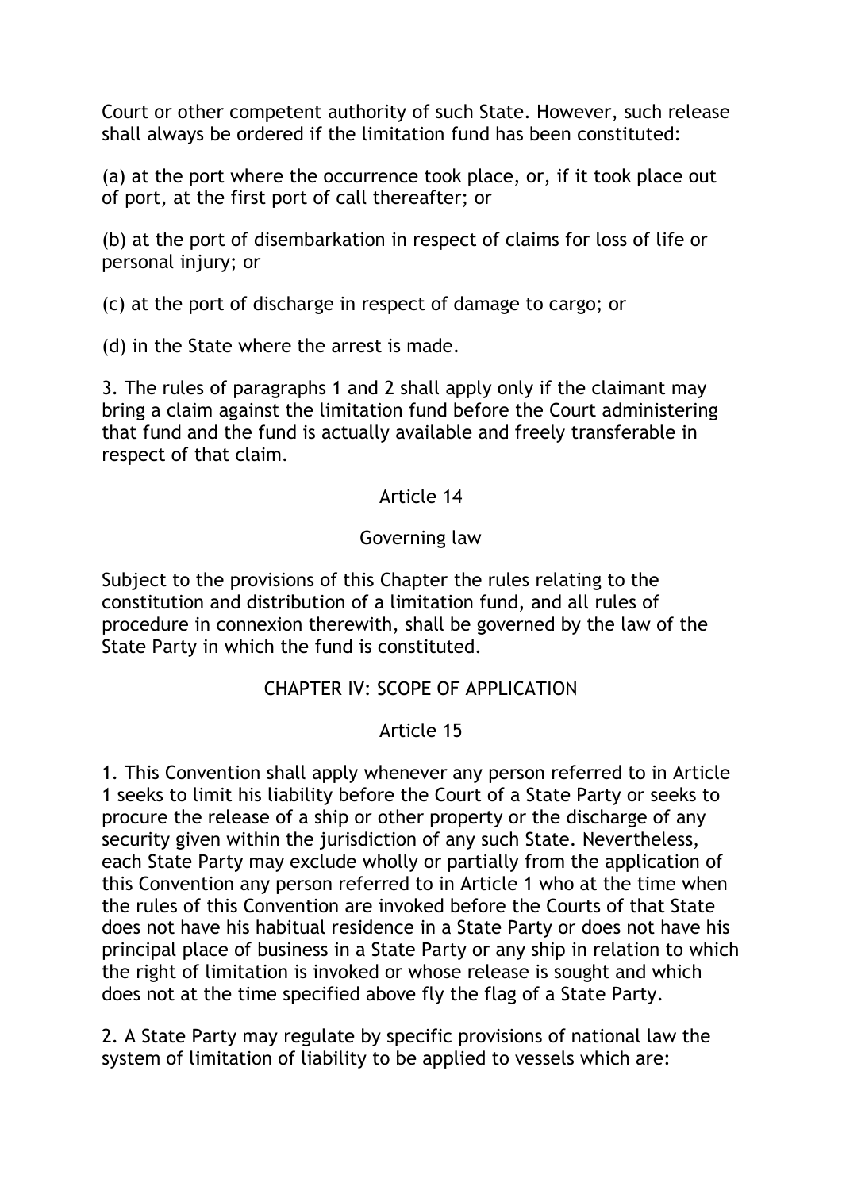Court or other competent authority of such State. However, such release shall always be ordered if the limitation fund has been constituted:

(a) at the port where the occurrence took place, or, if it took place out of port, at the first port of call thereafter; or

(b) at the port of disembarkation in respect of claims for loss of life or personal injury; or

(c) at the port of discharge in respect of damage to cargo; or

(d) in the State where the arrest is made.

3. The rules of paragraphs 1 and 2 shall apply only if the claimant may bring a claim against the limitation fund before the Court administering that fund and the fund is actually available and freely transferable in respect of that claim.

### Article 14

### Governing law

Subject to the provisions of this Chapter the rules relating to the constitution and distribution of a limitation fund, and all rules of procedure in connexion therewith, shall be governed by the law of the State Party in which the fund is constituted.

## CHAPTER IV: SCOPE OF APPLICATION

### Article 15

1. This Convention shall apply whenever any person referred to in Article 1 seeks to limit his liability before the Court of a State Party or seeks to procure the release of a ship or other property or the discharge of any security given within the jurisdiction of any such State. Nevertheless, each State Party may exclude wholly or partially from the application of this Convention any person referred to in Article 1 who at the time when the rules of this Convention are invoked before the Courts of that State does not have his habitual residence in a State Party or does not have his principal place of business in a State Party or any ship in relation to which the right of limitation is invoked or whose release is sought and which does not at the time specified above fly the flag of a State Party.

2. A State Party may regulate by specific provisions of national law the system of limitation of liability to be applied to vessels which are: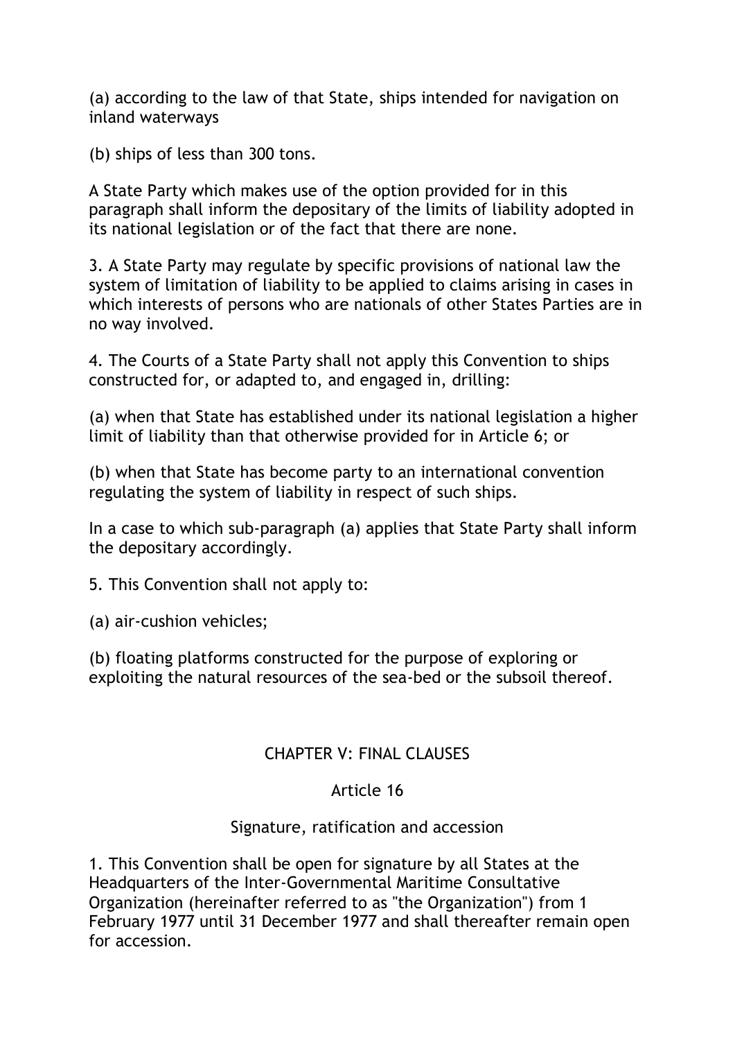(a) according to the law of that State, ships intended for navigation on inland waterways

(b) ships of less than 300 tons.

A State Party which makes use of the option provided for in this paragraph shall inform the depositary of the limits of liability adopted in its national legislation or of the fact that there are none.

3. A State Party may regulate by specific provisions of national law the system of limitation of liability to be applied to claims arising in cases in which interests of persons who are nationals of other States Parties are in no way involved.

4. The Courts of a State Party shall not apply this Convention to ships constructed for, or adapted to, and engaged in, drilling:

(a) when that State has established under its national legislation a higher limit of liability than that otherwise provided for in Article 6; or

(b) when that State has become party to an international convention regulating the system of liability in respect of such ships.

In a case to which sub-paragraph (a) applies that State Party shall inform the depositary accordingly.

5. This Convention shall not apply to:

(a) air-cushion vehicles;

(b) floating platforms constructed for the purpose of exploring or exploiting the natural resources of the sea-bed or the subsoil thereof.

## CHAPTER V: FINAL CLAUSES

### Article 16

### Signature, ratification and accession

1. This Convention shall be open for signature by all States at the Headquarters of the Inter-Governmental Maritime Consultative Organization (hereinafter referred to as "the Organization") from 1 February 1977 until 31 December 1977 and shall thereafter remain open for accession.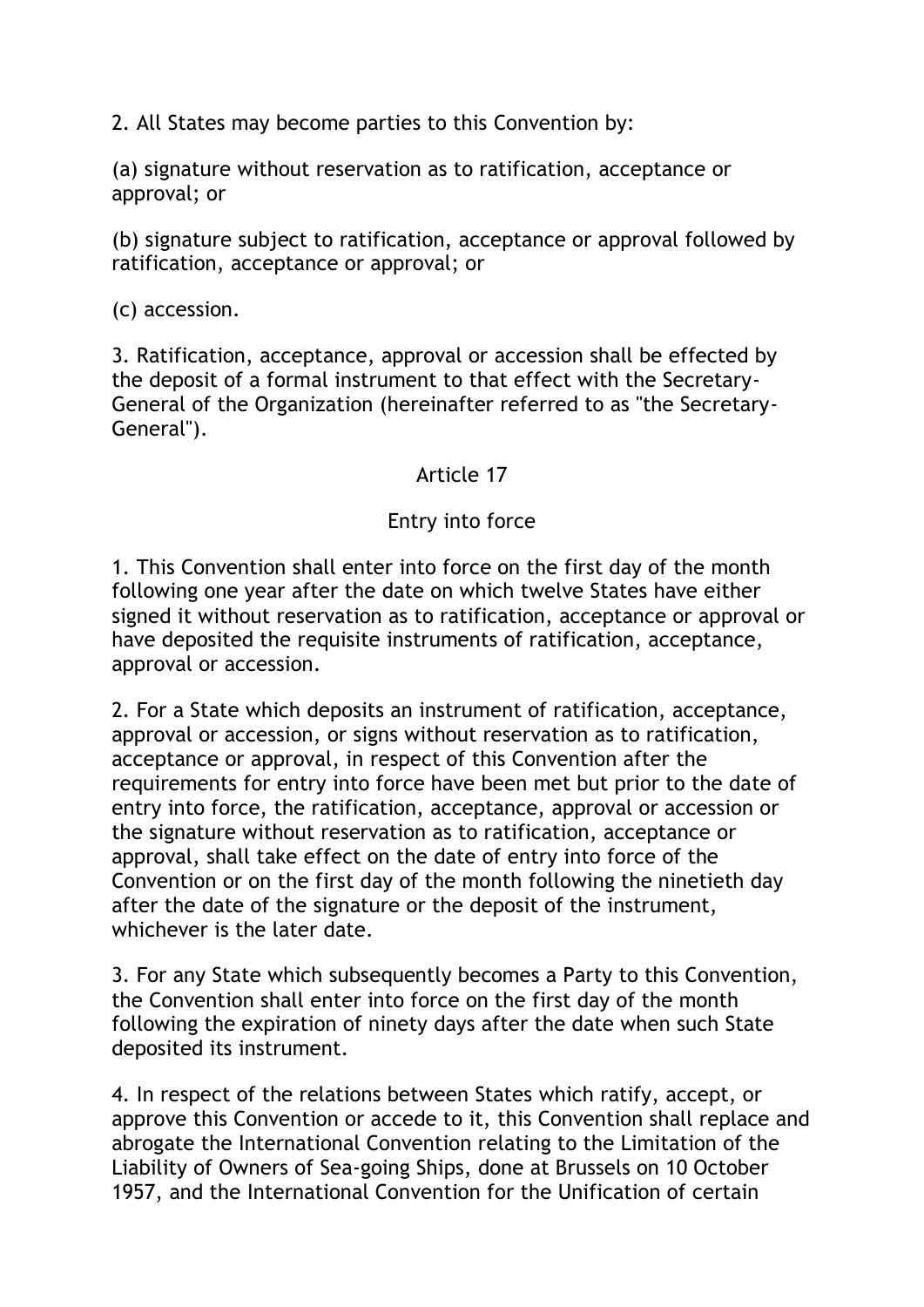2. All States may become parties to this Convention by:

(a) signature without reservation as to ratification, acceptance or approval; or

(b) signature subject to ratification, acceptance or approval followed by ratification, acceptance or approval; or

(c) accession.

3. Ratification, acceptance, approval or accession shall be effected by the deposit of a formal instrument to that effect with the Secretary-General of the Organization (hereinafter referred to as "the Secretary-General").

Article 17

Entry into force

1. This Convention shall enter into force on the first day of the month following one year after the date on which twelve States have either signed it without reservation as to ratification, acceptance or approval or have deposited the requisite instruments of ratification, acceptance, approval or accession.

2. For a State which deposits an instrument of ratification, acceptance, approval or accession, or signs without reservation as to ratification, acceptance or approval, in respect of this Convention after the requirements for entry into force have been met but prior to the date of entry into force, the ratification, acceptance, approval or accession or the signature without reservation as to ratification, acceptance or approval, shall take effect on the date of entry into force of the Convention or on the first day of the month following the ninetieth day after the date of the signature or the deposit of the instrument, whichever is the later date.

3. For any State which subsequently becomes a Party to this Convention, the Convention shall enter into force on the first day of the month following the expiration of ninety days after the date when such State deposited its instrument.

4. In respect of the relations between States which ratify, accept, or approve this Convention or accede to it, this Convention shall replace and abrogate the International Convention relating to the Limitation of the Liability of Owners of Sea-going Ships, done at Brussels on 10 October 1957, and the International Convention for the Unification of certain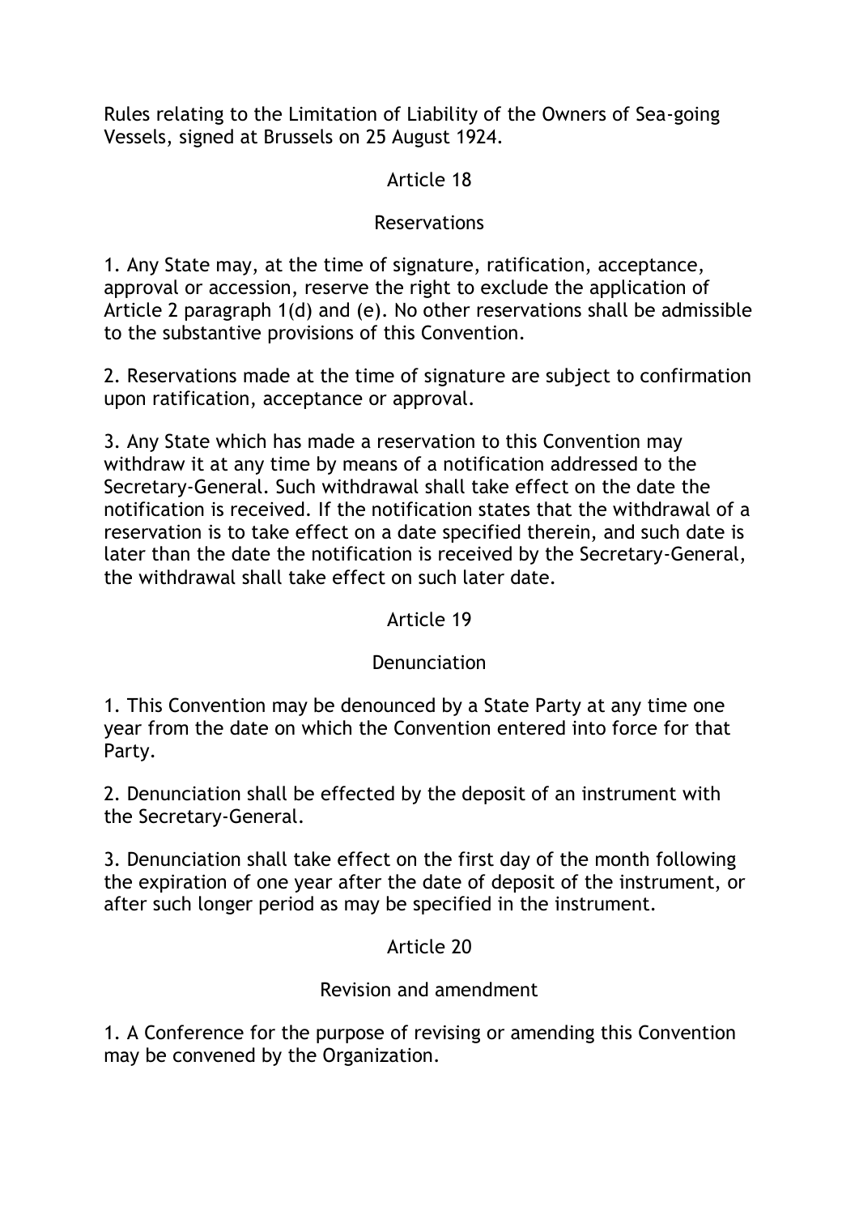Rules relating to the Limitation of Liability of the Owners of Sea-going Vessels, signed at Brussels on 25 August 1924.

Article 18

Reservations

1. Any State may, at the time of signature, ratification, acceptance, approval or accession, reserve the right to exclude the application of Article 2 paragraph 1(d) and (e). No other reservations shall be admissible to the substantive provisions of this Convention.

2. Reservations made at the time of signature are subject to confirmation upon ratification, acceptance or approval.

3. Any State which has made a reservation to this Convention may withdraw it at any time by means of a notification addressed to the Secretary-General. Such withdrawal shall take effect on the date the notification is received. If the notification states that the withdrawal of a reservation is to take effect on a date specified therein, and such date is later than the date the notification is received by the Secretary-General, the withdrawal shall take effect on such later date.

Article 19

Denunciation

1. This Convention may be denounced by a State Party at any time one year from the date on which the Convention entered into force for that Party.

2. Denunciation shall be effected by the deposit of an instrument with the Secretary-General.

3. Denunciation shall take effect on the first day of the month following the expiration of one year after the date of deposit of the instrument, or after such longer period as may be specified in the instrument.

Article 20

Revision and amendment

1. A Conference for the purpose of revising or amending this Convention may be convened by the Organization.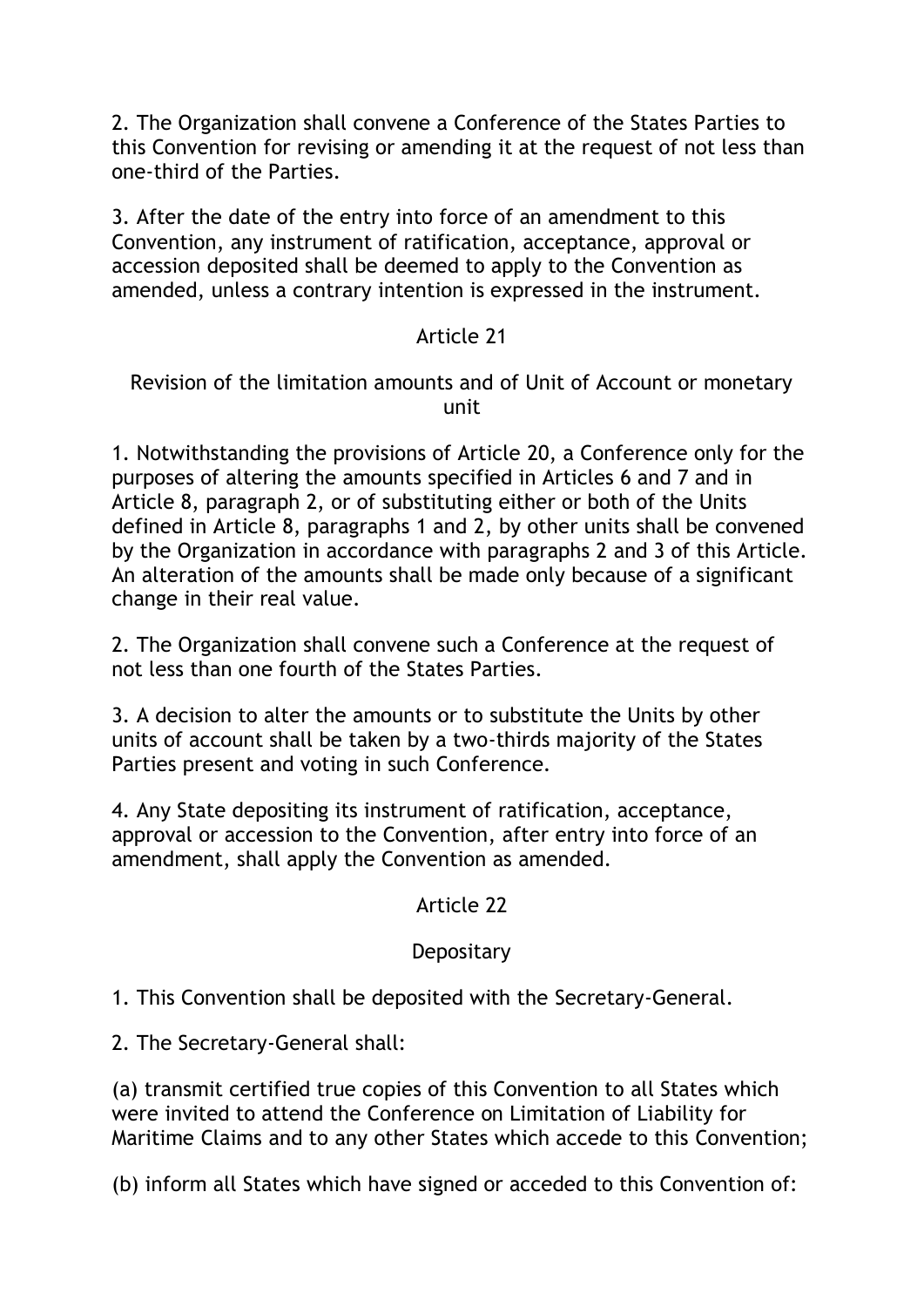2. The Organization shall convene a Conference of the States Parties to this Convention for revising or amending it at the request of not less than one-third of the Parties.

3. After the date of the entry into force of an amendment to this Convention, any instrument of ratification, acceptance, approval or accession deposited shall be deemed to apply to the Convention as amended, unless a contrary intention is expressed in the instrument.

## Article 21

### Revision of the limitation amounts and of Unit of Account or monetary unit

1. Notwithstanding the provisions of Article 20, a Conference only for the purposes of altering the amounts specified in Articles 6 and 7 and in Article 8, paragraph 2, or of substituting either or both of the Units defined in Article 8, paragraphs 1 and 2, by other units shall be convened by the Organization in accordance with paragraphs 2 and 3 of this Article. An alteration of the amounts shall be made only because of a significant change in their real value.

2. The Organization shall convene such a Conference at the request of not less than one fourth of the States Parties.

3. A decision to alter the amounts or to substitute the Units by other units of account shall be taken by a two-thirds majority of the States Parties present and voting in such Conference.

4. Any State depositing its instrument of ratification, acceptance, approval or accession to the Convention, after entry into force of an amendment, shall apply the Convention as amended.

## Article 22

### Depositary

1. This Convention shall be deposited with the Secretary-General.

2. The Secretary-General shall:

(a) transmit certified true copies of this Convention to all States which were invited to attend the Conference on Limitation of Liability for Maritime Claims and to any other States which accede to this Convention;

(b) inform all States which have signed or acceded to this Convention of: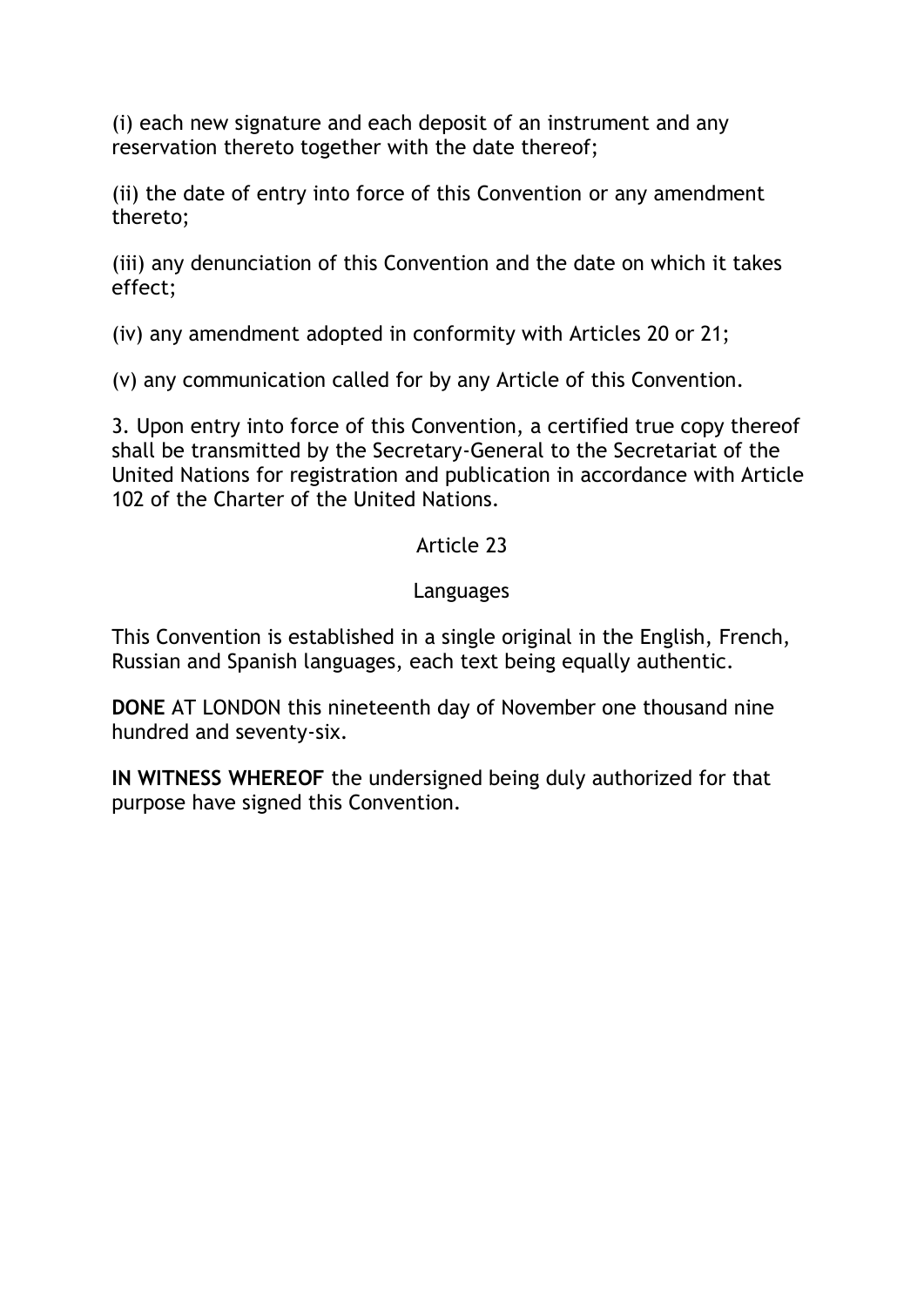(i) each new signature and each deposit of an instrument and any reservation thereto together with the date thereof;

(ii) the date of entry into force of this Convention or any amendment thereto;

(iii) any denunciation of this Convention and the date on which it takes effect;

(iv) any amendment adopted in conformity with Articles 20 or 21;

(v) any communication called for by any Article of this Convention.

3. Upon entry into force of this Convention, a certified true copy thereof shall be transmitted by the Secretary-General to the Secretariat of the United Nations for registration and publication in accordance with Article 102 of the Charter of the United Nations.

## Article 23

## Languages

This Convention is established in a single original in the English, French, Russian and Spanish languages, each text being equally authentic.

**DONE** AT LONDON this nineteenth day of November one thousand nine hundred and seventy-six.

**IN WITNESS WHEREOF** the undersigned being duly authorized for that purpose have signed this Convention.